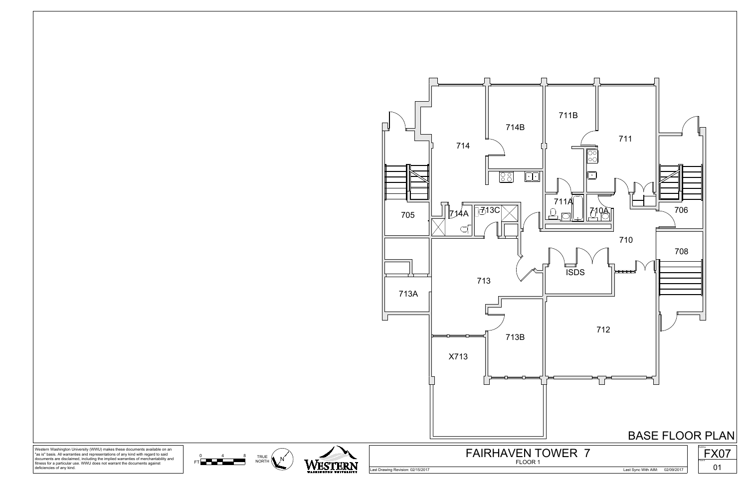714B

711B

711

714

705

714A

713C

711A

710A

706

710

708

ISDS

713

713A

712

713B

X713

# BASE FLOOR PLAN

Western Washington University (WWU) makes these documents available on an "as is" basis. All warranties and representations of any kind with regard to said documents are disclaimed, including the implied warranties of merchantability and fitness for a particular use. WWU does not warrant the documents against deficiencies of any kind.

0 4 8
FT

TRUE NORTH

N

WESTERN
WASHINGTON UNIVERSITY

## FAIRHAVEN TOWER 7

FLOOR 1

Last Drawing Revision: 02/15/2017

Last Sync With AIM: 02/09/2017

Building: FX07

Floor #: 01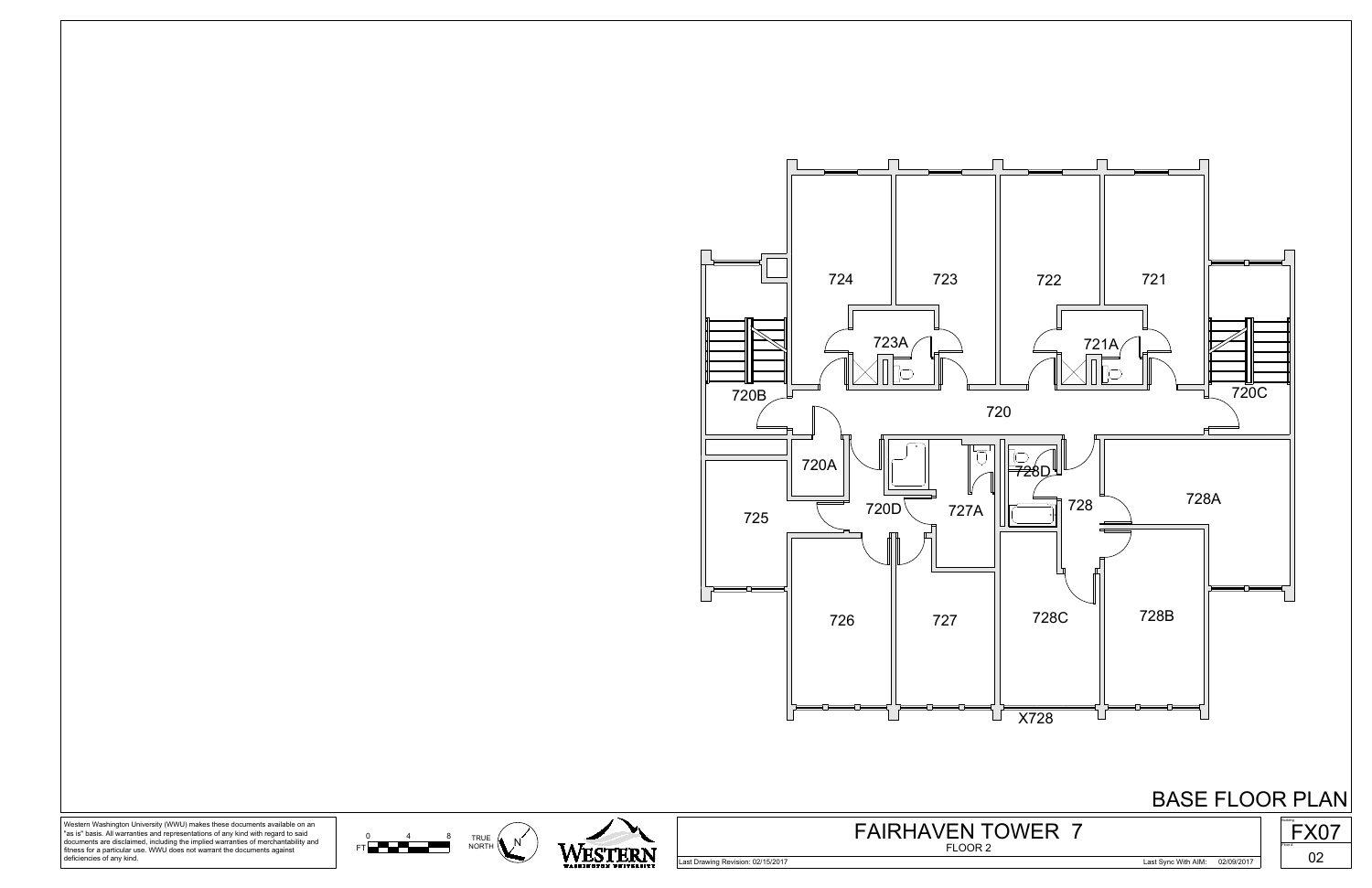724

723

722

721

723A

721A

720B

720

720C

720A

728D

728A

720D

727A

728

725

726

727

728C

728B

X728

BASE FLOOR PLAN

Western Washington University (WWU) makes these documents available on an "as is" basis. All warranties and representations of any kind with regard to said documents are disclaimed, including the implied warranties of merchantability and fitness for a particular use. WWU does not warrant the documents against deficiencies of any kind.

0 4 8

FT

TRUE NORTH

N

WESTERN WASHINGTON UNIVERSITY

# FAIRHAVEN TOWER 7

FLOOR 2

Last Drawing Revision: 02/15/2017

Last Sync With AIM: 02/09/2017

Building

FX07

Floor #

02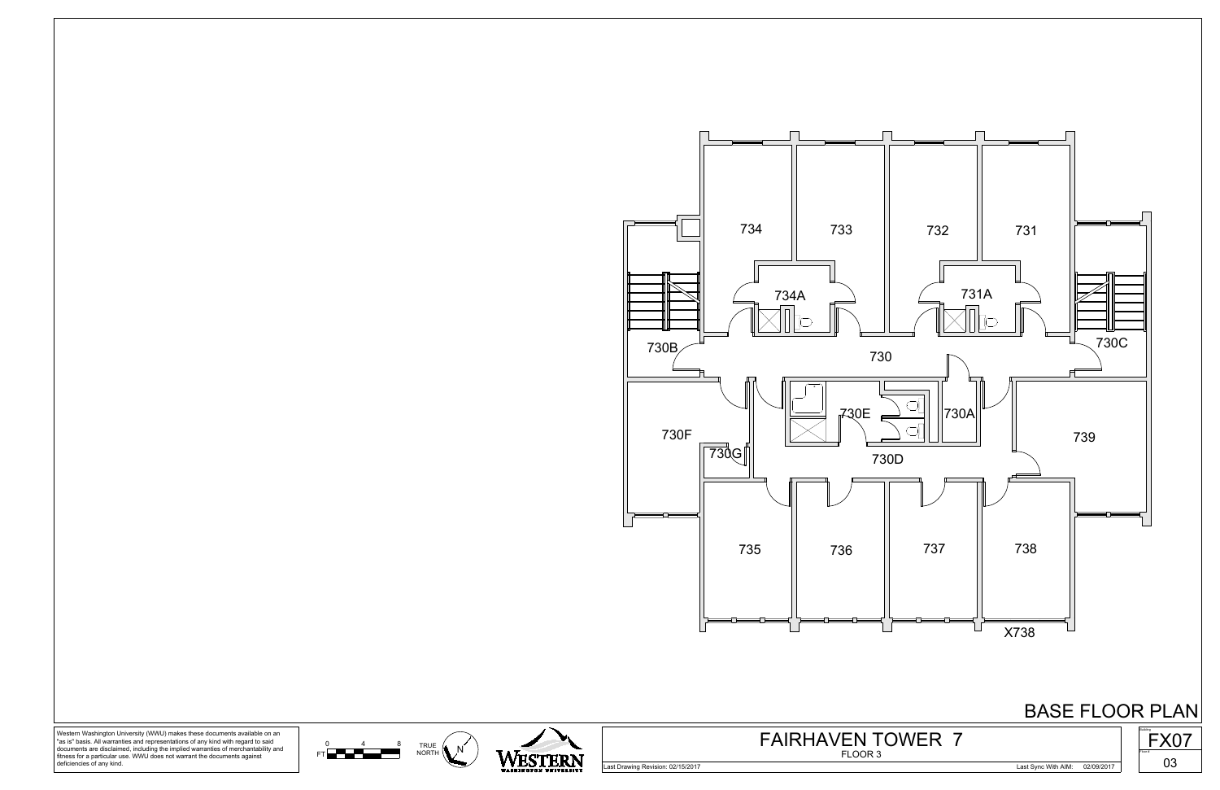734

733

732

731

734A

731A

730B

730

730C

730E

730A

730F

739

730G

730D

735

736

737

738

X738

BASE FLOOR PLAN

Western Washington University (WWU) makes these documents available on an "as is" basis. All warranties and representations of any kind with regard to said documents are disclaimed, including the implied warranties of merchantability and fitness for a particular use. WWU does not warrant the documents against deficiencies of any kind.

0 4 8

FT

TRUE NORTH

N

WESTERN WASHINGTON UNIVERSITY

# FAIRHAVEN TOWER 7

FLOOR 3

Last Drawing Revision: 02/15/2017

Last Sync With AIM: 02/09/2017

FX07

03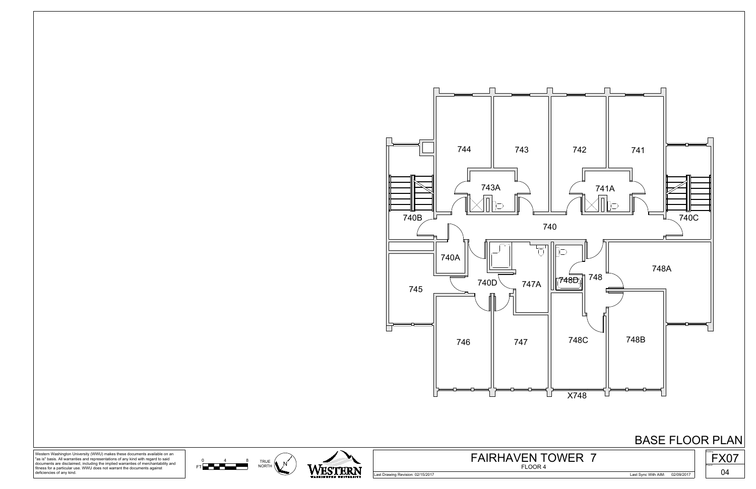744

743

742

741

743A

741A

740B

740

740C

740A

748A

745

740D

747A

748D

748

746

747

748C

748B

X748

# BASE FLOOR PLAN

Western Washington University (WWU) makes these documents available on an "as is" basis. All warranties and representations of any kind with regard to said documents are disclaimed, including the implied warranties of merchantability and fitness for a particular use. WWU does not warrant the documents against deficiencies of any kind.

FT 0 4 8

TRUE NORTH N

WESTERN WASHINGTON UNIVERSITY

FAIRHAVEN TOWER 7

FLOOR 4

Last Drawing Revision: 02/15/2017

Last Sync With AIM: 02/09/2017

Building: FX07

Floor #: 04